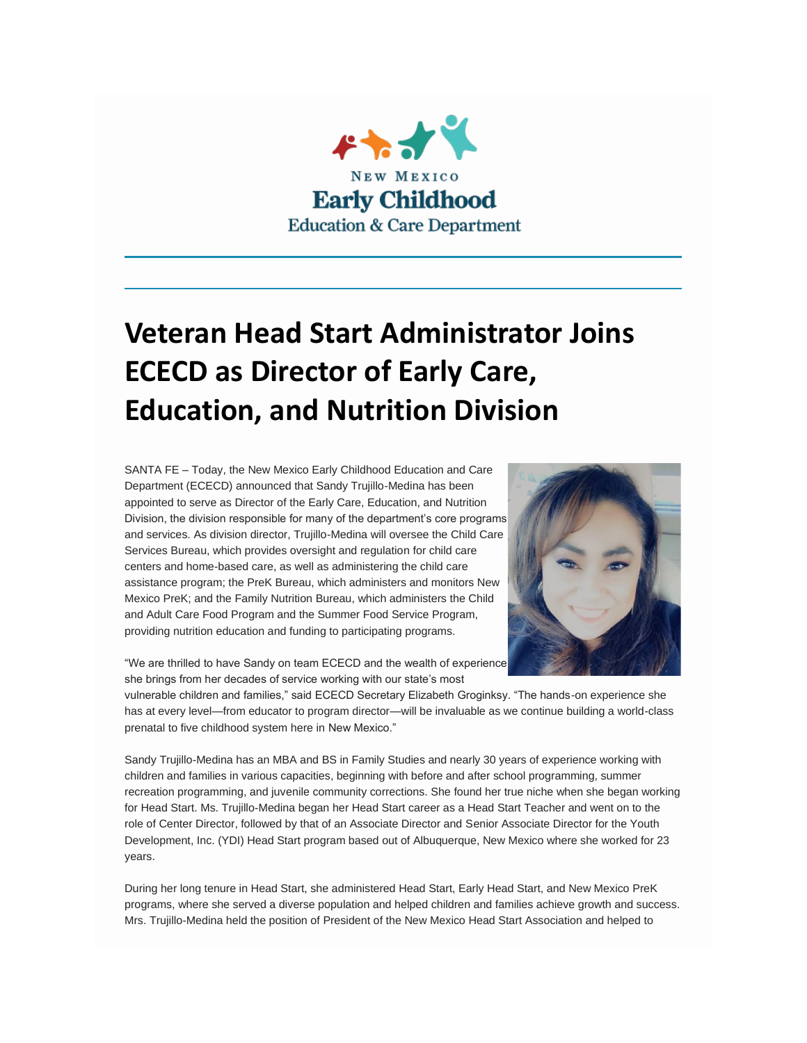New Mexico Early Childhood Education & Care Department

# Veteran Head Start Administrator Joins ECECD as Director of Early Care, Education, and Nutrition Division

SANTA FE – Today, the New Mexico Early Childhood Education and Care Department (ECECD) announced that Sandy Trujillo-Medina has been appointed to serve as Director of the Early Care, Education, and Nutrition Division, the division responsible for many of the department's core programs and services. As division director, Trujillo-Medina will oversee the Child Care Services Bureau, which provides oversight and regulation for child care centers and home-based care, as well as administering the child care assistance program; the PreK Bureau, which administers and monitors New Mexico PreK; and the Family Nutrition Bureau, which administers the Child and Adult Care Food Program and the Summer Food Service Program, providing nutrition education and funding to participating programs.

"We are thrilled to have Sandy on team ECECD and the wealth of experience she brings from her decades of service working with our state's most vulnerable children and families," said ECECD Secretary Elizabeth Groginksy. "The hands-on experience she has at every level—from educator to program director—will be invaluable as we continue building a world-class prenatal to five childhood system here in New Mexico."

Sandy Trujillo-Medina has an MBA and BS in Family Studies and nearly 30 years of experience working with children and families in various capacities, beginning with before and after school programming, summer recreation programming, and juvenile community corrections. She found her true niche when she began working for Head Start. Ms. Trujillo-Medina began her Head Start career as a Head Start Teacher and went on to the role of Center Director, followed by that of an Associate Director and Senior Associate Director for the Youth Development, Inc. (YDI) Head Start program based out of Albuquerque, New Mexico where she worked for 23 years.

During her long tenure in Head Start, she administered Head Start, Early Head Start, and New Mexico PreK programs, where she served a diverse population and helped children and families achieve growth and success. Mrs. Trujillo-Medina held the position of President of the New Mexico Head Start Association and helped to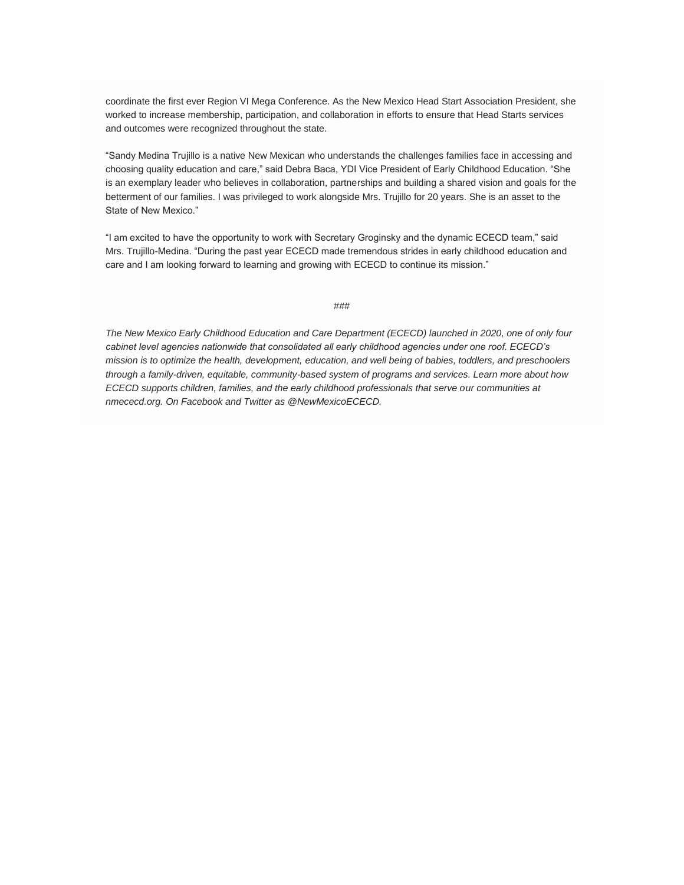coordinate the first ever Region VI Mega Conference. As the New Mexico Head Start Association President, she worked to increase membership, participation, and collaboration in efforts to ensure that Head Starts services and outcomes were recognized throughout the state.

"Sandy Medina Trujillo is a native New Mexican who understands the challenges families face in accessing and choosing quality education and care," said Debra Baca, YDI Vice President of Early Childhood Education. "She is an exemplary leader who believes in collaboration, partnerships and building a shared vision and goals for the betterment of our families. I was privileged to work alongside Mrs. Trujillo for 20 years. She is an asset to the State of New Mexico."

"I am excited to have the opportunity to work with Secretary Groginsky and the dynamic ECECD team," said Mrs. Trujillo-Medina. "During the past year ECECD made tremendous strides in early childhood education and care and I am looking forward to learning and growing with ECECD to continue its mission."

###

*The New Mexico Early Childhood Education and Care Department (ECECD) launched in 2020, one of only four cabinet level agencies nationwide that consolidated all early childhood agencies under one roof. ECECD's mission is to optimize the health, development, education, and well being of babies, toddlers, and preschoolers through a family-driven, equitable, community-based system of programs and services. Learn more about how ECECD supports children, families, and the early childhood professionals that serve our communities at nmececd.org. On Facebook and Twitter as @NewMexicoECECD.*